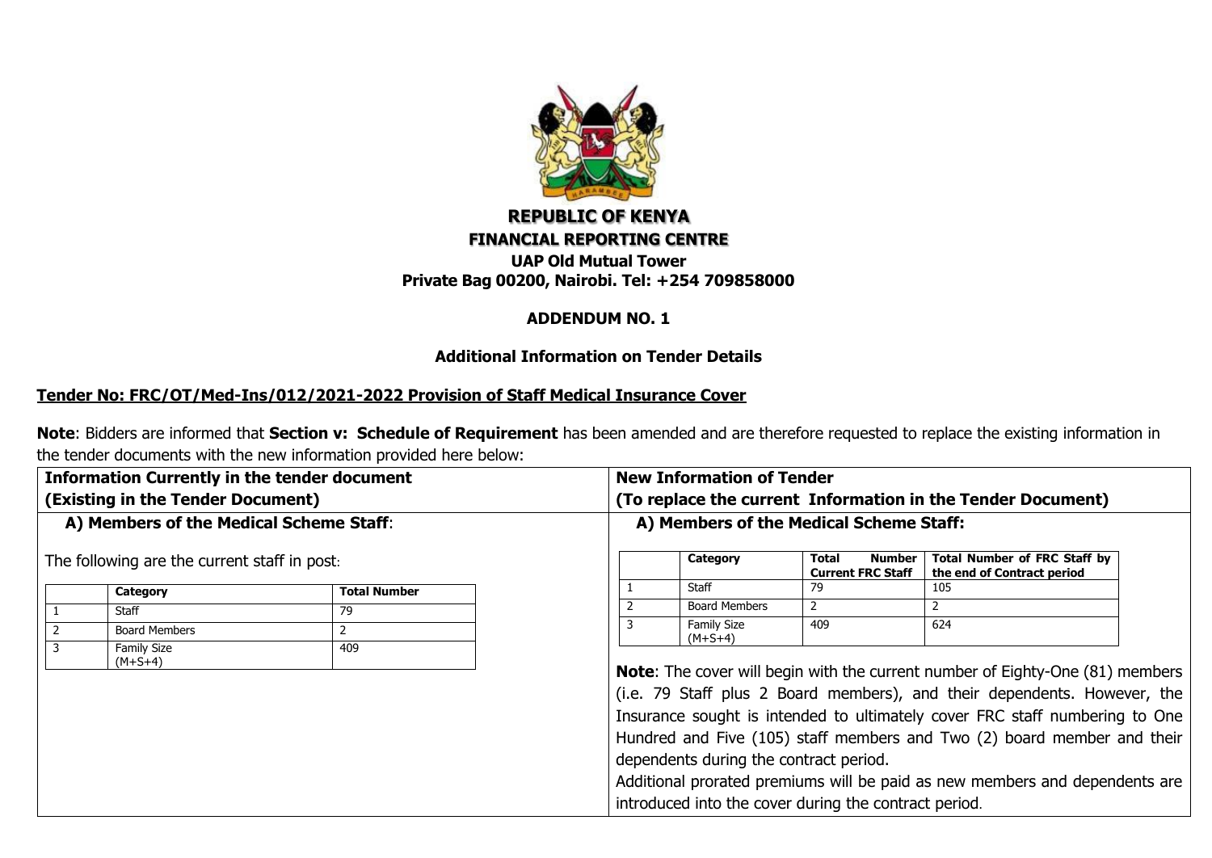**REPUBLIC OF KENYA**

**FINANCIAL REPORTING CENTRE**

**UAP Old Mutual Tower**

**Private Bag 00200, Nairobi. Tel: +254 709858000**

**ADDENDUM NO. 1**

**Additional Information on Tender Details**

**Tender No: FRC/OT/Med-Ins/012/2021-2022 Provision of Staff Medical Insurance Cover**

**Note**: Bidders are informed that **Section v: Schedule of Requirement** has been amended and are therefore requested to replace the existing information in the tender documents with the new information provided here below:

## Information Currently in the tender document (Existing in the Tender Document)

**A) Members of the Medical Scheme Staff**:

The following are the current staff in post:

| | Category | Total Number |
|---|---|---|
| 1 | Staff | 79 |
| 2 | Board Members | 2 |
| 3 | Family Size (M+S+4) | 409 |

## New Information of Tender (To replace the current Information in the Tender Document)

**A) Members of the Medical Scheme Staff:**

| | Category | Total Number Current FRC Staff | Total Number of FRC Staff by the end of Contract period |
|---|---|---|---|
| 1 | Staff | 79 | 105 |
| 2 | Board Members | 2 | 2 |
| 3 | Family Size (M+S+4) | 409 | 624 |

**Note**: The cover will begin with the current number of Eighty-One (81) members (i.e. 79 Staff plus 2 Board members), and their dependents. However, the Insurance sought is intended to ultimately cover FRC staff numbering to One Hundred and Five (105) staff members and Two (2) board member and their dependents during the contract period.

Additional prorated premiums will be paid as new members and dependents are introduced into the cover during the contract period.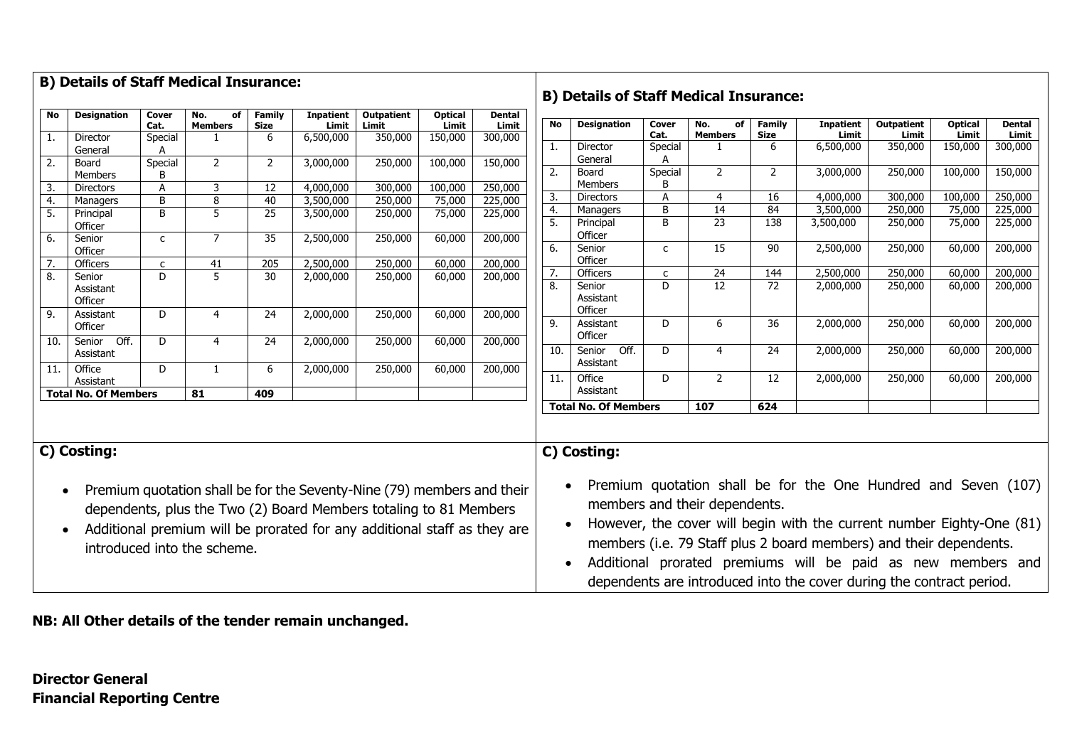## B) Details of Staff Medical Insurance:

| No | Designation | Cover Cat. | No. of Members | Family Size | Inpatient Limit | Outpatient Limit | Optical Limit | Dental Limit |
|---|---|---|---|---|---|---|---|---|
| 1. | Director General | Special A | 1 | 6 | 6,500,000 | 350,000 | 150,000 | 300,000 |
| 2. | Board Members | Special B | 2 | 2 | 3,000,000 | 250,000 | 100,000 | 150,000 |
| 3. | Directors | A | 3 | 12 | 4,000,000 | 300,000 | 100,000 | 250,000 |
| 4. | Managers | B | 8 | 40 | 3,500,000 | 250,000 | 75,000 | 225,000 |
| 5. | Principal Officer | B | 5 | 25 | 3,500,000 | 250,000 | 75,000 | 225,000 |
| 6. | Senior Officer | c | 7 | 35 | 2,500,000 | 250,000 | 60,000 | 200,000 |
| 7. | Officers | c | 41 | 205 | 2,500,000 | 250,000 | 60,000 | 200,000 |
| 8. | Senior Assistant Officer | D | 5 | 30 | 2,000,000 | 250,000 | 60,000 | 200,000 |
| 9. | Assistant Officer | D | 4 | 24 | 2,000,000 | 250,000 | 60,000 | 200,000 |
| 10. | Senior Off. Assistant | D | 4 | 24 | 2,000,000 | 250,000 | 60,000 | 200,000 |
| 11. | Office Assistant | D | 1 | 6 | 2,000,000 | 250,000 | 60,000 | 200,000 |
| **Total No. Of Members** | | | **81** | **409** | | | | |

## C) Costing:

- Premium quotation shall be for the Seventy-Nine (79) members and their dependents, plus the Two (2) Board Members totaling to 81 Members
- Additional premium will be prorated for any additional staff as they are introduced into the scheme.

## B) Details of Staff Medical Insurance:

| No | Designation | Cover Cat. | No. of Members | Family Size | Inpatient Limit | Outpatient Limit | Optical Limit | Dental Limit |
|---|---|---|---|---|---|---|---|---|
| 1. | Director General | Special A | 1 | 6 | 6,500,000 | 350,000 | 150,000 | 300,000 |
| 2. | Board Members | Special B | 2 | 2 | 3,000,000 | 250,000 | 100,000 | 150,000 |
| 3. | Directors | A | 4 | 16 | 4,000,000 | 300,000 | 100,000 | 250,000 |
| 4. | Managers | B | 14 | 84 | 3,500,000 | 250,000 | 75,000 | 225,000 |
| 5. | Principal Officer | B | 23 | 138 | 3,500,000 | 250,000 | 75,000 | 225,000 |
| 6. | Senior Officer | c | 15 | 90 | 2,500,000 | 250,000 | 60,000 | 200,000 |
| 7. | Officers | c | 24 | 144 | 2,500,000 | 250,000 | 60,000 | 200,000 |
| 8. | Senior Assistant Officer | D | 12 | 72 | 2,000,000 | 250,000 | 60,000 | 200,000 |
| 9. | Assistant Officer | D | 6 | 36 | 2,000,000 | 250,000 | 60,000 | 200,000 |
| 10. | Senior Off. Assistant | D | 4 | 24 | 2,000,000 | 250,000 | 60,000 | 200,000 |
| 11. | Office Assistant | D | 2 | 12 | 2,000,000 | 250,000 | 60,000 | 200,000 |
| **Total No. Of Members** | | | **107** | **624** | | | | |

## C) Costing:

- Premium quotation shall be for the One Hundred and Seven (107) members and their dependents.
- However, the cover will begin with the current number Eighty-One (81) members (i.e. 79 Staff plus 2 board members) and their dependents.
- Additional prorated premiums will be paid as new members and dependents are introduced into the cover during the contract period.

**NB: All Other details of the tender remain unchanged.**

**Director General**
**Financial Reporting Centre**